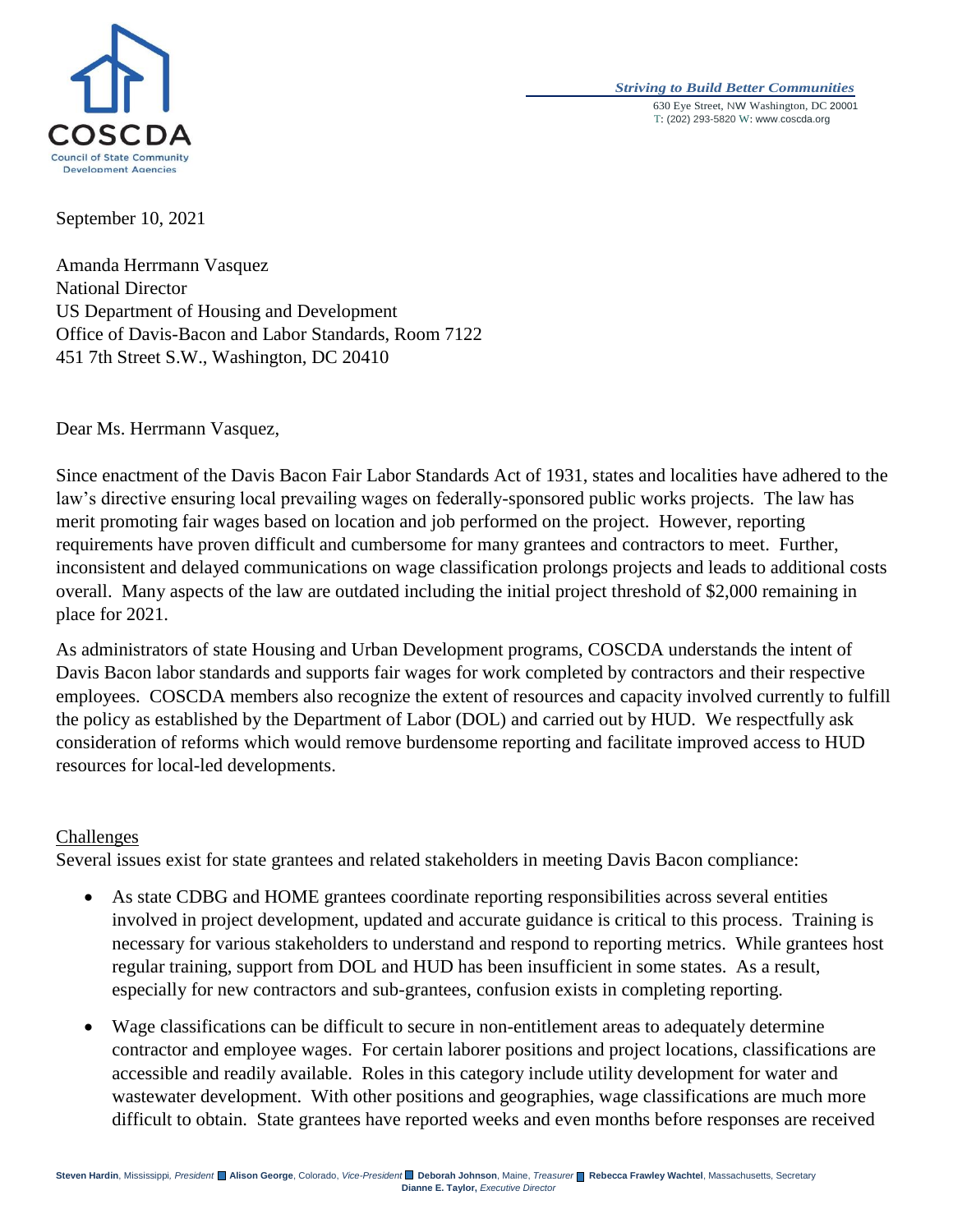**COSCDA**
Council of State Community Development Agencies

*Striving to Build Better Communities*

630 Eye Street, NW Washington, DC 20001
T: (202) 293-5820 W: www.coscda.org

September 10, 2021

Amanda Herrmann Vasquez
National Director
US Department of Housing and Development
Office of Davis-Bacon and Labor Standards, Room 7122
451 7th Street S.W., Washington, DC 20410

Dear Ms. Herrmann Vasquez,

Since enactment of the Davis Bacon Fair Labor Standards Act of 1931, states and localities have adhered to the law's directive ensuring local prevailing wages on federally-sponsored public works projects. The law has merit promoting fair wages based on location and job performed on the project. However, reporting requirements have proven difficult and cumbersome for many grantees and contractors to meet. Further, inconsistent and delayed communications on wage classification prolongs projects and leads to additional costs overall. Many aspects of the law are outdated including the initial project threshold of $2,000 remaining in place for 2021.

As administrators of state Housing and Urban Development programs, COSCDA understands the intent of Davis Bacon labor standards and supports fair wages for work completed by contractors and their respective employees. COSCDA members also recognize the extent of resources and capacity involved currently to fulfill the policy as established by the Department of Labor (DOL) and carried out by HUD. We respectfully ask consideration of reforms which would remove burdensome reporting and facilitate improved access to HUD resources for local-led developments.

## Challenges

Several issues exist for state grantees and related stakeholders in meeting Davis Bacon compliance:

- As state CDBG and HOME grantees coordinate reporting responsibilities across several entities involved in project development, updated and accurate guidance is critical to this process. Training is necessary for various stakeholders to understand and respond to reporting metrics. While grantees host regular training, support from DOL and HUD has been insufficient in some states. As a result, especially for new contractors and sub-grantees, confusion exists in completing reporting.
- Wage classifications can be difficult to secure in non-entitlement areas to adequately determine contractor and employee wages. For certain laborer positions and project locations, classifications are accessible and readily available. Roles in this category include utility development for water and wastewater development. With other positions and geographies, wage classifications are much more difficult to obtain. State grantees have reported weeks and even months before responses are received

**Steven Hardin**, Mississippi, *President* **Alison George**, Colorado, *Vice-President* **Deborah Johnson**, Maine, *Treasurer* **Rebecca Frawley Wachtel**, Massachusetts, Secretary
**Dianne E. Taylor,** *Executive Director*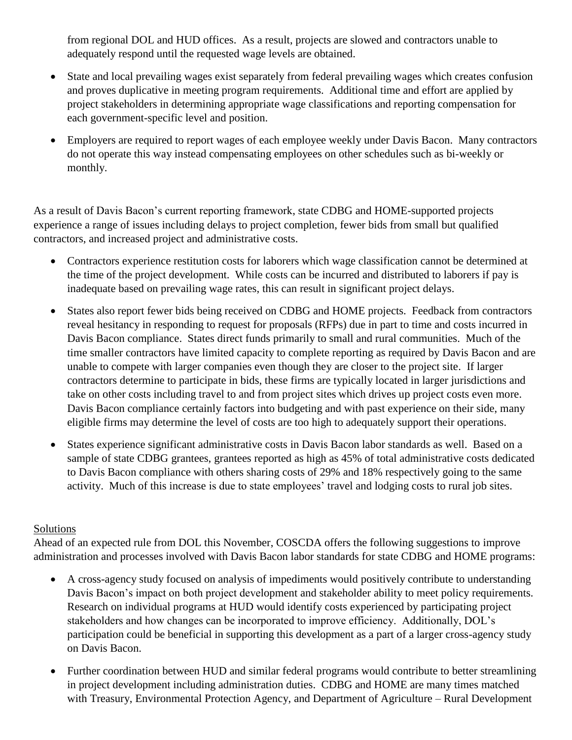from regional DOL and HUD offices. As a result, projects are slowed and contractors unable to adequately respond until the requested wage levels are obtained.

- State and local prevailing wages exist separately from federal prevailing wages which creates confusion and proves duplicative in meeting program requirements. Additional time and effort are applied by project stakeholders in determining appropriate wage classifications and reporting compensation for each government-specific level and position.
- Employers are required to report wages of each employee weekly under Davis Bacon. Many contractors do not operate this way instead compensating employees on other schedules such as bi-weekly or monthly.

As a result of Davis Bacon's current reporting framework, state CDBG and HOME-supported projects experience a range of issues including delays to project completion, fewer bids from small but qualified contractors, and increased project and administrative costs.

- Contractors experience restitution costs for laborers which wage classification cannot be determined at the time of the project development. While costs can be incurred and distributed to laborers if pay is inadequate based on prevailing wage rates, this can result in significant project delays.
- States also report fewer bids being received on CDBG and HOME projects. Feedback from contractors reveal hesitancy in responding to request for proposals (RFPs) due in part to time and costs incurred in Davis Bacon compliance. States direct funds primarily to small and rural communities. Much of the time smaller contractors have limited capacity to complete reporting as required by Davis Bacon and are unable to compete with larger companies even though they are closer to the project site. If larger contractors determine to participate in bids, these firms are typically located in larger jurisdictions and take on other costs including travel to and from project sites which drives up project costs even more. Davis Bacon compliance certainly factors into budgeting and with past experience on their side, many eligible firms may determine the level of costs are too high to adequately support their operations.
- States experience significant administrative costs in Davis Bacon labor standards as well. Based on a sample of state CDBG grantees, grantees reported as high as 45% of total administrative costs dedicated to Davis Bacon compliance with others sharing costs of 29% and 18% respectively going to the same activity. Much of this increase is due to state employees' travel and lodging costs to rural job sites.

<u>Solutions</u>

Ahead of an expected rule from DOL this November, COSCDA offers the following suggestions to improve administration and processes involved with Davis Bacon labor standards for state CDBG and HOME programs:

- A cross-agency study focused on analysis of impediments would positively contribute to understanding Davis Bacon's impact on both project development and stakeholder ability to meet policy requirements. Research on individual programs at HUD would identify costs experienced by participating project stakeholders and how changes can be incorporated to improve efficiency. Additionally, DOL's participation could be beneficial in supporting this development as a part of a larger cross-agency study on Davis Bacon.
- Further coordination between HUD and similar federal programs would contribute to better streamlining in project development including administration duties. CDBG and HOME are many times matched with Treasury, Environmental Protection Agency, and Department of Agriculture – Rural Development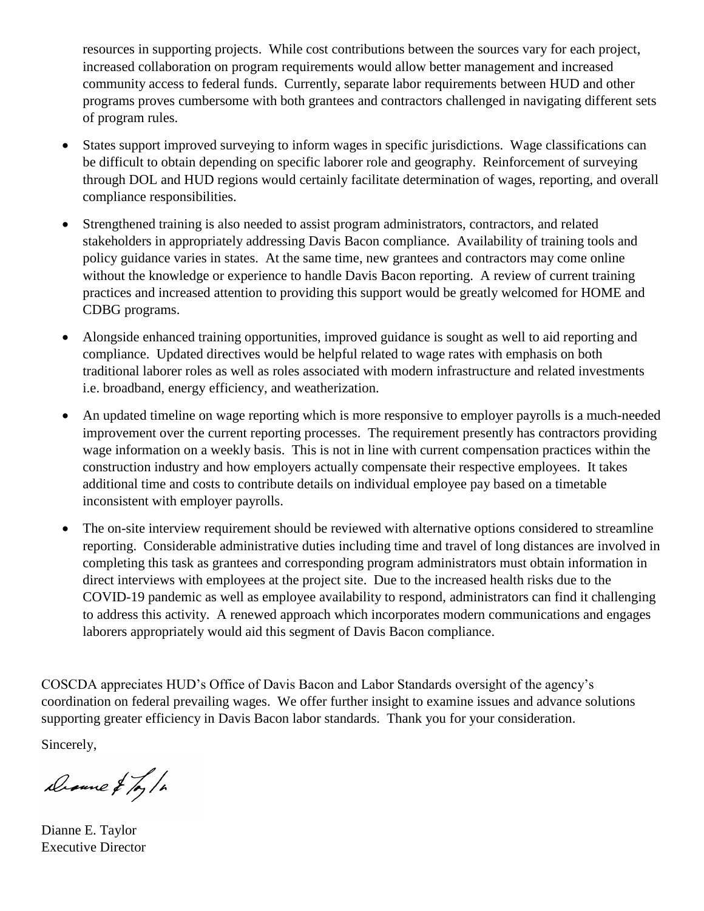resources in supporting projects. While cost contributions between the sources vary for each project, increased collaboration on program requirements would allow better management and increased community access to federal funds. Currently, separate labor requirements between HUD and other programs proves cumbersome with both grantees and contractors challenged in navigating different sets of program rules.

- States support improved surveying to inform wages in specific jurisdictions. Wage classifications can be difficult to obtain depending on specific laborer role and geography. Reinforcement of surveying through DOL and HUD regions would certainly facilitate determination of wages, reporting, and overall compliance responsibilities.

- Strengthened training is also needed to assist program administrators, contractors, and related stakeholders in appropriately addressing Davis Bacon compliance. Availability of training tools and policy guidance varies in states. At the same time, new grantees and contractors may come online without the knowledge or experience to handle Davis Bacon reporting. A review of current training practices and increased attention to providing this support would be greatly welcomed for HOME and CDBG programs.

- Alongside enhanced training opportunities, improved guidance is sought as well to aid reporting and compliance. Updated directives would be helpful related to wage rates with emphasis on both traditional laborer roles as well as roles associated with modern infrastructure and related investments i.e. broadband, energy efficiency, and weatherization.

- An updated timeline on wage reporting which is more responsive to employer payrolls is a much-needed improvement over the current reporting processes. The requirement presently has contractors providing wage information on a weekly basis. This is not in line with current compensation practices within the construction industry and how employers actually compensate their respective employees. It takes additional time and costs to contribute details on individual employee pay based on a timetable inconsistent with employer payrolls.

- The on-site interview requirement should be reviewed with alternative options considered to streamline reporting. Considerable administrative duties including time and travel of long distances are involved in completing this task as grantees and corresponding program administrators must obtain information in direct interviews with employees at the project site. Due to the increased health risks due to the COVID-19 pandemic as well as employee availability to respond, administrators can find it challenging to address this activity. A renewed approach which incorporates modern communications and engages laborers appropriately would aid this segment of Davis Bacon compliance.

COSCDA appreciates HUD's Office of Davis Bacon and Labor Standards oversight of the agency's coordination on federal prevailing wages. We offer further insight to examine issues and advance solutions supporting greater efficiency in Davis Bacon labor standards. Thank you for your consideration.

Sincerely,

Dianne E. Taylor
Executive Director